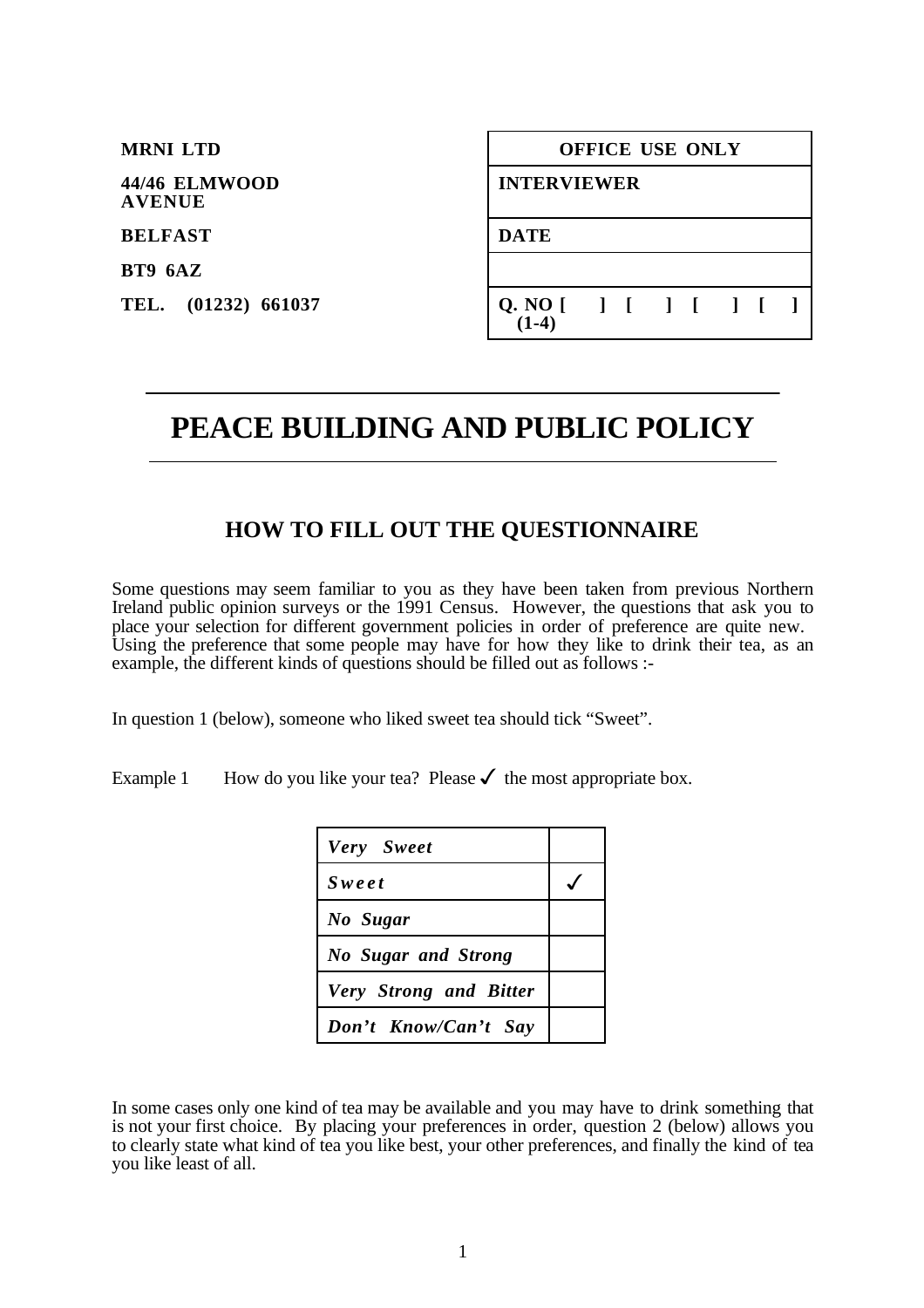**MRNI LTD**

**44/46 ELMWOOD AVENUE**

**BELFAST**

**BT9 6AZ**

**TEL. (01232) 661037**

| OFFICE USE ONLY |
|---|
| INTERVIEWER |
| DATE |
| |
| Q. NO [ ] [ ] [ ] [ ] (1-4) |

# PEACE BUILDING AND PUBLIC POLICY

## HOW TO FILL OUT THE QUESTIONNAIRE

Some questions may seem familiar to you as they have been taken from previous Northern Ireland public opinion surveys or the 1991 Census. However, the questions that ask you to place your selection for different government policies in order of preference are quite new. Using the preference that some people may have for how they like to drink their tea, as an example, the different kinds of questions should be filled out as follows :-

In question 1 (below), someone who liked sweet tea should tick "Sweet".

Example 1 How do you like your tea? Please ✓ the most appropriate box.

| | |
|---|---|
| *Very Sweet* | |
| *Sweet* | ✓ |
| *No Sugar* | |
| *No Sugar and Strong* | |
| *Very Strong and Bitter* | |
| *Don't Know/Can't Say* | |

In some cases only one kind of tea may be available and you may have to drink something that is not your first choice. By placing your preferences in order, question 2 (below) allows you to clearly state what kind of tea you like best, your other preferences, and finally the kind of tea you like least of all.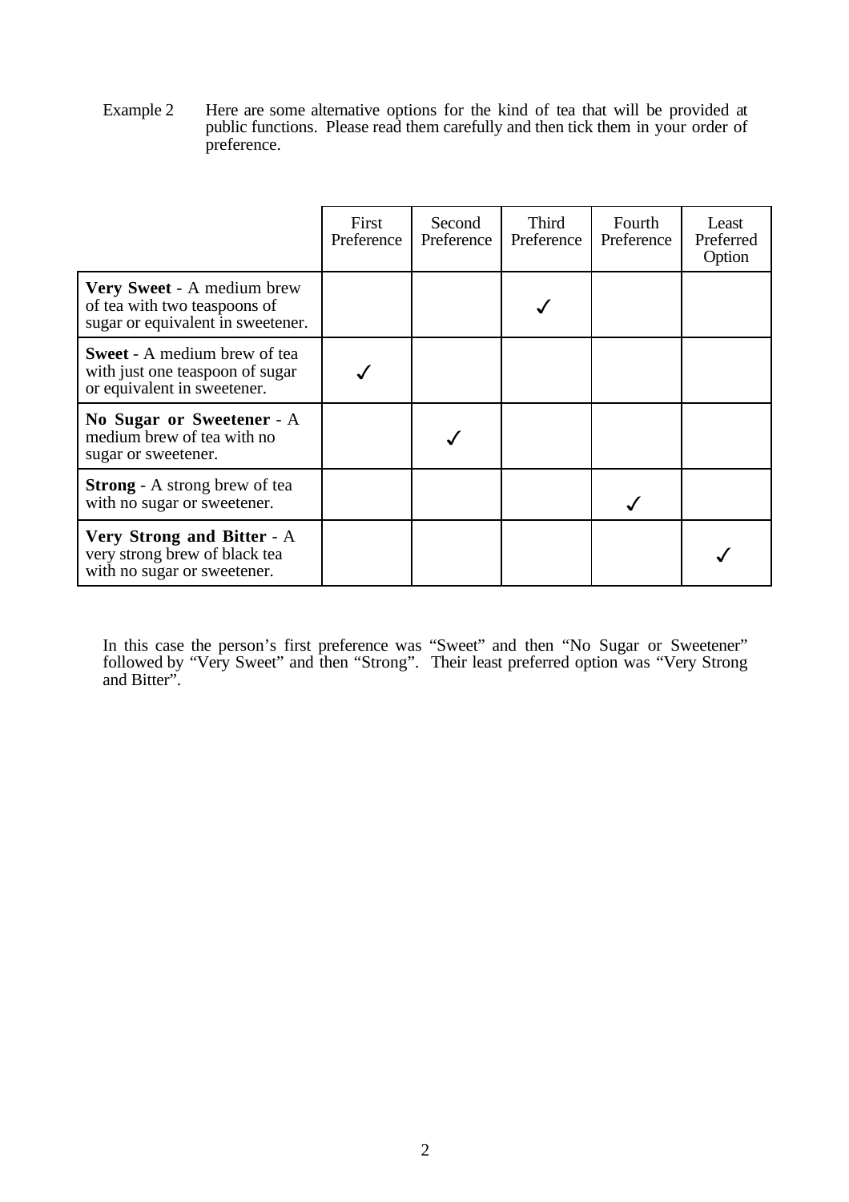Example 2 Here are some alternative options for the kind of tea that will be provided at public functions. Please read them carefully and then tick them in your order of preference.

| | First Preference | Second Preference | Third Preference | Fourth Preference | Least Preferred Option |
|---|---|---|---|---|---|
| **Very Sweet** - A medium brew of tea with two teaspoons of sugar or equivalent in sweetener. | | | ✓ | | |
| **Sweet** - A medium brew of tea with just one teaspoon of sugar or equivalent in sweetener. | ✓ | | | | |
| **No Sugar or Sweetener** - A medium brew of tea with no sugar or sweetener. | | ✓ | | | |
| **Strong** - A strong brew of tea with no sugar or sweetener. | | | | ✓ | |
| **Very Strong and Bitter** - A very strong brew of black tea with no sugar or sweetener. | | | | | ✓ |

In this case the person's first preference was "Sweet" and then "No Sugar or Sweetener" followed by "Very Sweet" and then "Strong". Their least preferred option was "Very Strong and Bitter".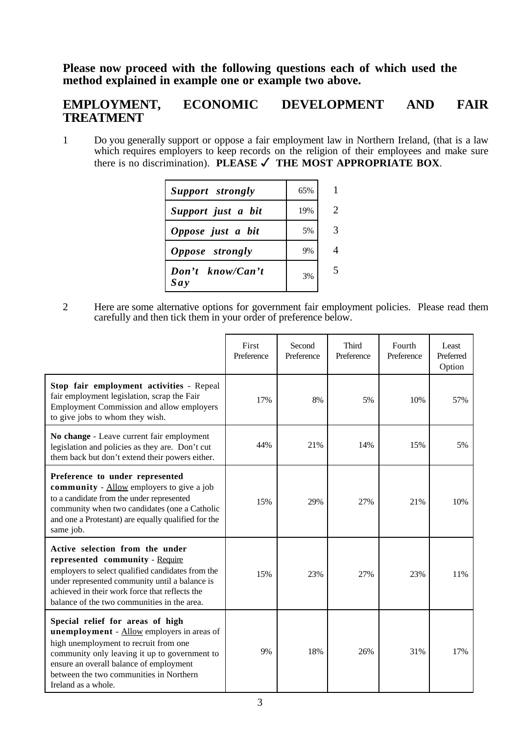**Please now proceed with the following questions each of which used the method explained in example one or example two above.**

## EMPLOYMENT, ECONOMIC DEVELOPMENT AND FAIR TREATMENT

1 Do you generally support or oppose a fair employment law in Northern Ireland, (that is a law which requires employers to keep records on the religion of their employees and make sure there is no discrimination). **PLEASE ✓ THE MOST APPROPRIATE BOX**.

| | | |
|---|---|---|
| ***Support strongly*** | 65% | 1 |
| ***Support just a bit*** | 19% | 2 |
| ***Oppose just a bit*** | 5% | 3 |
| ***Oppose strongly*** | 9% | 4 |
| ***Don't know/Can't Say*** | 3% | 5 |

2 Here are some alternative options for government fair employment policies. Please read them carefully and then tick them in your order of preference below.

| | First Preference | Second Preference | Third Preference | Fourth Preference | Least Preferred Option |
|---|---|---|---|---|---|
| **Stop fair employment activities** - Repeal fair employment legislation, scrap the Fair Employment Commission and allow employers to give jobs to whom they wish. | 17% | 8% | 5% | 10% | 57% |
| **No change** - Leave current fair employment legislation and policies as they are. Don't cut them back but don't extend their powers either. | 44% | 21% | 14% | 15% | 5% |
| **Preference to under represented community** - Allow employers to give a job to a candidate from the under represented community when two candidates (one a Catholic and one a Protestant) are equally qualified for the same job. | 15% | 29% | 27% | 21% | 10% |
| **Active selection from the under represented community** - Require employers to select qualified candidates from the under represented community until a balance is achieved in their work force that reflects the balance of the two communities in the area. | 15% | 23% | 27% | 23% | 11% |
| **Special relief for areas of high unemployment** - Allow employers in areas of high unemployment to recruit from one community only leaving it up to government to ensure an overall balance of employment between the two communities in Northern Ireland as a whole. | 9% | 18% | 26% | 31% | 17% |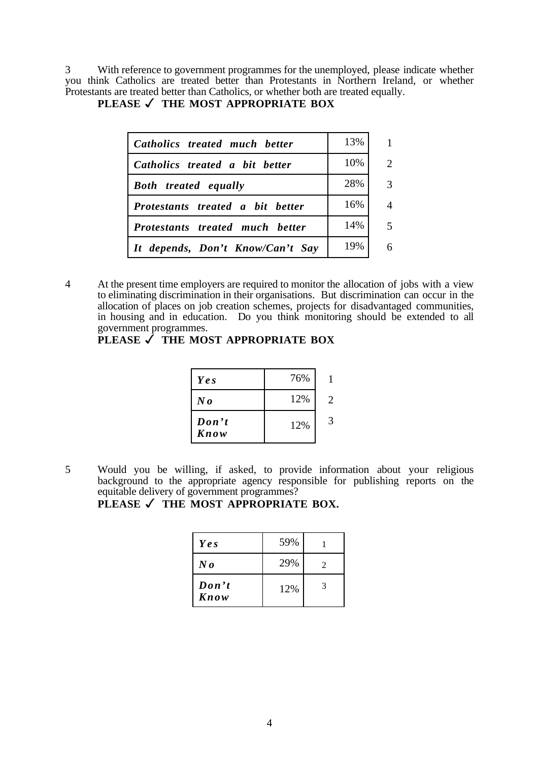3 With reference to government programmes for the unemployed, please indicate whether you think Catholics are treated better than Protestants in Northern Ireland, or whether Protestants are treated better than Catholics, or whether both are treated equally.

**PLEASE ✓ THE MOST APPROPRIATE BOX**

| | | |
|---|---|---|
| ***Catholics treated much better*** | 13% | 1 |
| ***Catholics treated a bit better*** | 10% | 2 |
| ***Both treated equally*** | 28% | 3 |
| ***Protestants treated a bit better*** | 16% | 4 |
| ***Protestants treated much better*** | 14% | 5 |
| ***It depends, Don't Know/Can't Say*** | 19% | 6 |

4 At the present time employers are required to monitor the allocation of jobs with a view to eliminating discrimination in their organisations. But discrimination can occur in the allocation of places on job creation schemes, projects for disadvantaged communities, in housing and in education. Do you think monitoring should be extended to all government programmes.

**PLEASE ✓ THE MOST APPROPRIATE BOX**

| | | |
|---|---|---|
| ***Yes*** | 76% | 1 |
| ***No*** | 12% | 2 |
| ***Don't Know*** | 12% | 3 |

5 Would you be willing, if asked, to provide information about your religious background to the appropriate agency responsible for publishing reports on the equitable delivery of government programmes?

**PLEASE ✓ THE MOST APPROPRIATE BOX.**

| | | |
|---|---|---|
| ***Yes*** | 59% | 1 |
| ***No*** | 29% | 2 |
| ***Don't Know*** | 12% | 3 |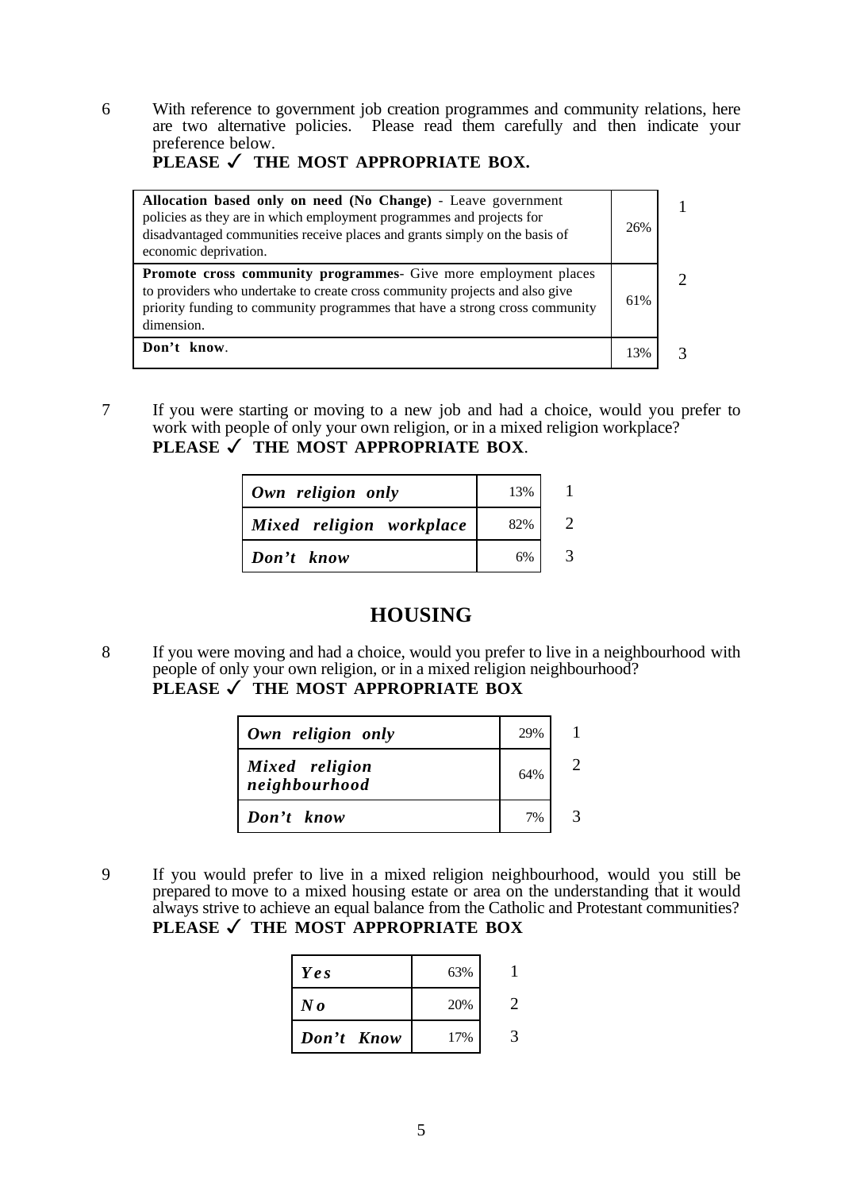6 With reference to government job creation programmes and community relations, here are two alternative policies. Please read them carefully and then indicate your preference below.

**PLEASE ✓ THE MOST APPROPRIATE BOX.**

| Option | % | Code |
|---|---|---|
| **Allocation based only on need (No Change)** - Leave government policies as they are in which employment programmes and projects for disadvantaged communities receive places and grants simply on the basis of economic deprivation. | 26% | 1 |
| **Promote cross community programmes**- Give more employment places to providers who undertake to create cross community projects and also give priority funding to community programmes that have a strong cross community dimension. | 61% | 2 |
| **Don't know**. | 13% | 3 |

7 If you were starting or moving to a new job and had a choice, would you prefer to work with people of only your own religion, or in a mixed religion workplace?

**PLEASE ✓ THE MOST APPROPRIATE BOX**.

| Option | % | Code |
|---|---|---|
| *Own religion only* | 13% | 1 |
| *Mixed religion workplace* | 82% | 2 |
| *Don't know* | 6% | 3 |

## HOUSING

8 If you were moving and had a choice, would you prefer to live in a neighbourhood with people of only your own religion, or in a mixed religion neighbourhood?

**PLEASE ✓ THE MOST APPROPRIATE BOX**

| Option | % | Code |
|---|---|---|
| *Own religion only* | 29% | 1 |
| *Mixed religion neighbourhood* | 64% | 2 |
| *Don't know* | 7% | 3 |

9 If you would prefer to live in a mixed religion neighbourhood, would you still be prepared to move to a mixed housing estate or area on the understanding that it would always strive to achieve an equal balance from the Catholic and Protestant communities?

**PLEASE ✓ THE MOST APPROPRIATE BOX**

| Option | % | Code |
|---|---|---|
| *Yes* | 63% | 1 |
| *No* | 20% | 2 |
| *Don't Know* | 17% | 3 |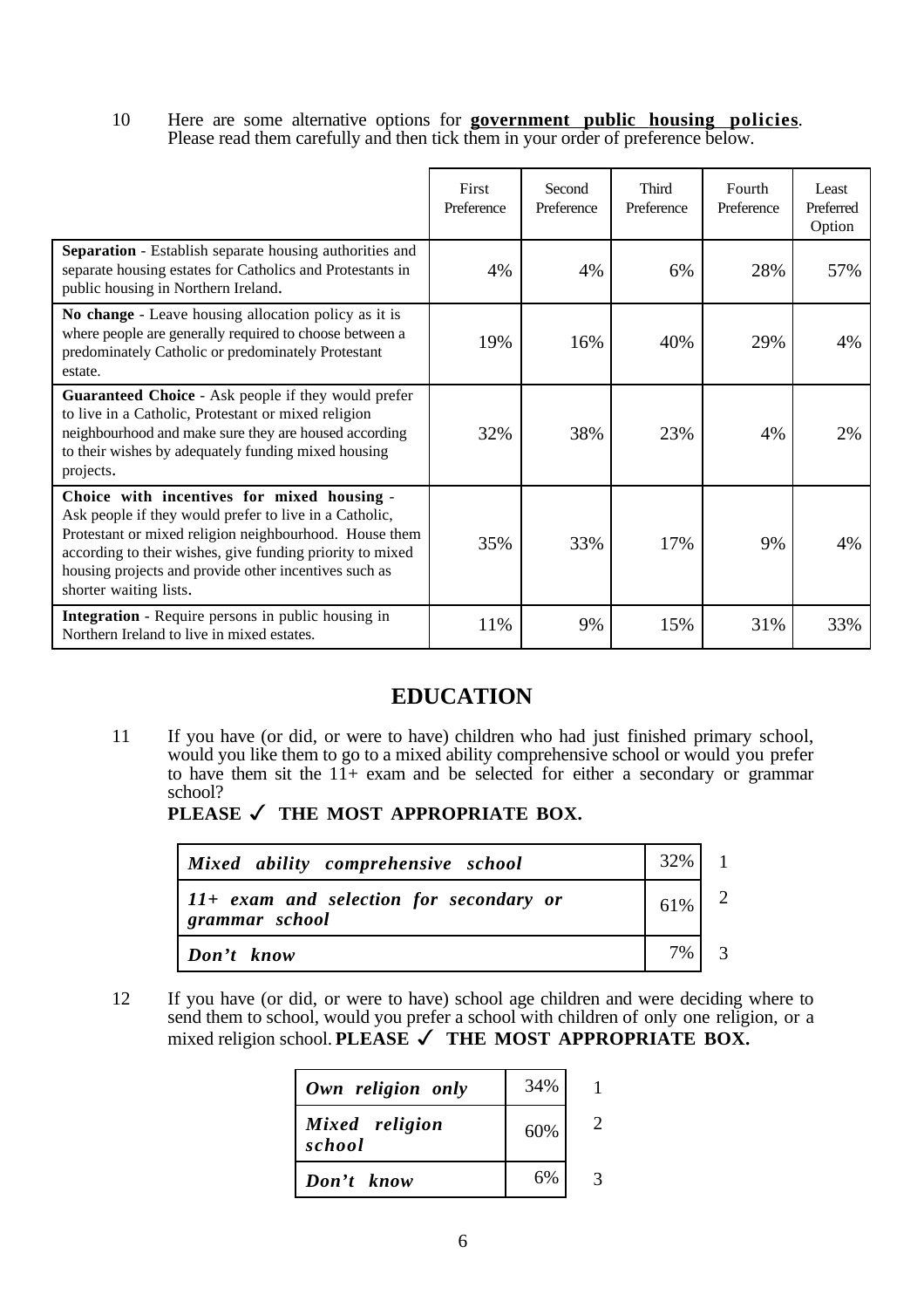10 Here are some alternative options for **government public housing policies**. Please read them carefully and then tick them in your order of preference below.

| | First Preference | Second Preference | Third Preference | Fourth Preference | Least Preferred Option |
|---|---|---|---|---|---|
| **Separation** - Establish separate housing authorities and separate housing estates for Catholics and Protestants in public housing in Northern Ireland. | 4% | 4% | 6% | 28% | 57% |
| **No change** - Leave housing allocation policy as it is where people are generally required to choose between a predominately Catholic or predominately Protestant estate. | 19% | 16% | 40% | 29% | 4% |
| **Guaranteed Choice** - Ask people if they would prefer to live in a Catholic, Protestant or mixed religion neighbourhood and make sure they are housed according to their wishes by adequately funding mixed housing projects. | 32% | 38% | 23% | 4% | 2% |
| **Choice with incentives for mixed housing** - Ask people if they would prefer to live in a Catholic, Protestant or mixed religion neighbourhood. House them according to their wishes, give funding priority to mixed housing projects and provide other incentives such as shorter waiting lists. | 35% | 33% | 17% | 9% | 4% |
| **Integration** - Require persons in public housing in Northern Ireland to live in mixed estates. | 11% | 9% | 15% | 31% | 33% |

## EDUCATION

11 If you have (or did, or were to have) children who had just finished primary school, would you like them to go to a mixed ability comprehensive school or would you prefer to have them sit the 11+ exam and be selected for either a secondary or grammar school?

**PLEASE ✓ THE MOST APPROPRIATE BOX.**

| | | |
|---|---|---|
| ***Mixed ability comprehensive school*** | 32% | 1 |
| ***11+ exam and selection for secondary or grammar school*** | 61% | 2 |
| ***Don't know*** | 7% | 3 |

12 If you have (or did, or were to have) school age children and were deciding where to send them to school, would you prefer a school with children of only one religion, or a mixed religion school. **PLEASE ✓ THE MOST APPROPRIATE BOX.**

| | | |
|---|---|---|
| ***Own religion only*** | 34% | 1 |
| ***Mixed religion school*** | 60% | 2 |
| ***Don't know*** | 6% | 3 |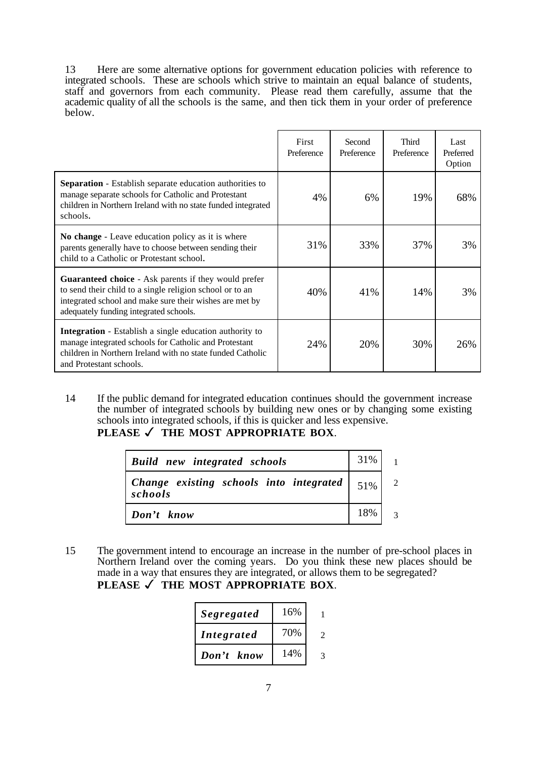13 Here are some alternative options for government education policies with reference to integrated schools. These are schools which strive to maintain an equal balance of students, staff and governors from each community. Please read them carefully, assume that the academic quality of all the schools is the same, and then tick them in your order of preference below.

| | First Preference | Second Preference | Third Preference | Last Preferred Option |
|---|---|---|---|---|
| **Separation** - Establish separate education authorities to manage separate schools for Catholic and Protestant children in Northern Ireland with no state funded integrated schools. | 4% | 6% | 19% | 68% |
| **No change** - Leave education policy as it is where parents generally have to choose between sending their child to a Catholic or Protestant school. | 31% | 33% | 37% | 3% |
| **Guaranteed choice** - Ask parents if they would prefer to send their child to a single religion school or to an integrated school and make sure their wishes are met by adequately funding integrated schools. | 40% | 41% | 14% | 3% |
| **Integration** - Establish a single education authority to manage integrated schools for Catholic and Protestant children in Northern Ireland with no state funded Catholic and Protestant schools. | 24% | 20% | 30% | 26% |

14 If the public demand for integrated education continues should the government increase the number of integrated schools by building new ones or by changing some existing schools into integrated schools, if this is quicker and less expensive.
**PLEASE ✓ THE MOST APPROPRIATE BOX**.

| | | |
|---|---|---|
| ***Build new integrated schools*** | 31% | 1 |
| ***Change existing schools into integrated schools*** | 51% | 2 |
| ***Don't know*** | 18% | 3 |

15 The government intend to encourage an increase in the number of pre-school places in Northern Ireland over the coming years. Do you think these new places should be made in a way that ensures they are integrated, or allows them to be segregated?
**PLEASE ✓ THE MOST APPROPRIATE BOX**.

| | | |
|---|---|---|
| ***Segregated*** | 16% | 1 |
| ***Integrated*** | 70% | 2 |
| ***Don't know*** | 14% | 3 |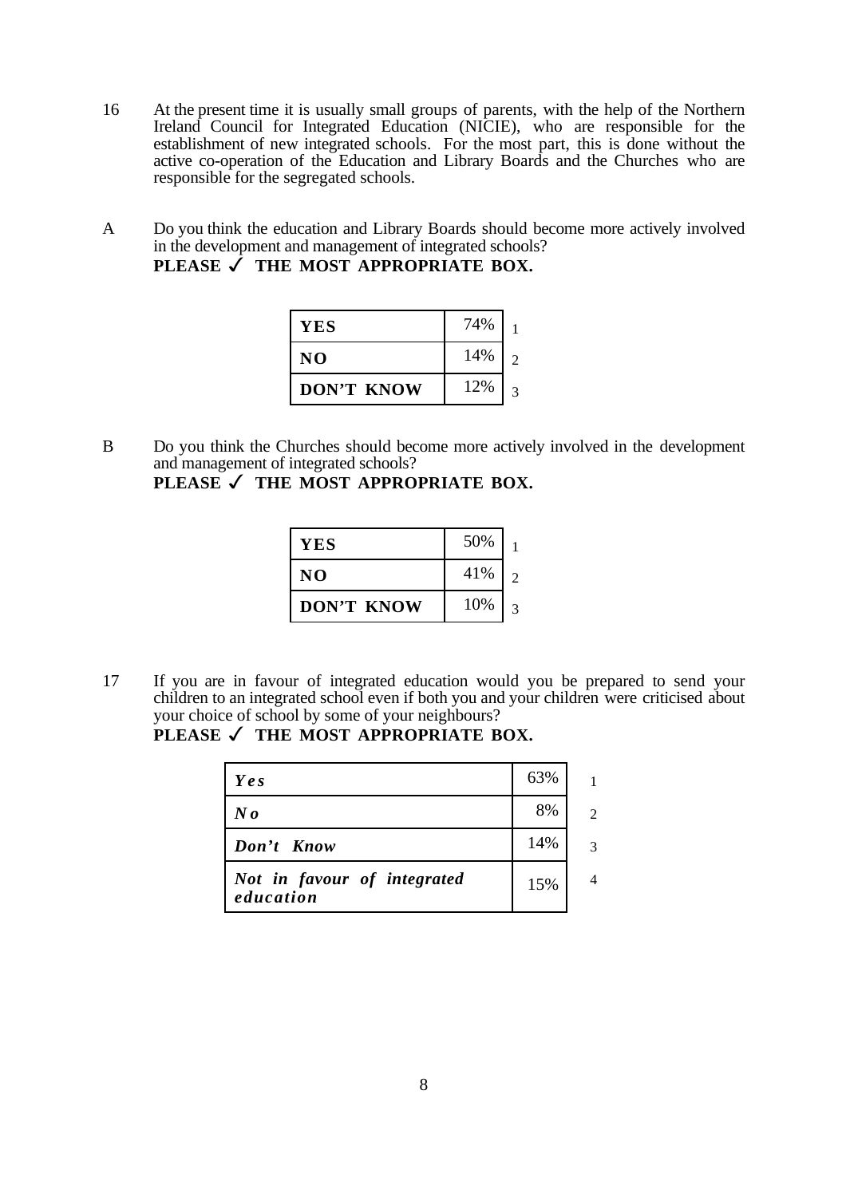16 At the present time it is usually small groups of parents, with the help of the Northern Ireland Council for Integrated Education (NICIE), who are responsible for the establishment of new integrated schools. For the most part, this is done without the active co-operation of the Education and Library Boards and the Churches who are responsible for the segregated schools.

A Do you think the education and Library Boards should become more actively involved in the development and management of integrated schools?
**PLEASE ✓ THE MOST APPROPRIATE BOX.**

| | | |
|---|---|---|
| **YES** | 74% | 1 |
| **NO** | 14% | 2 |
| **DON'T KNOW** | 12% | 3 |

B Do you think the Churches should become more actively involved in the development and management of integrated schools?
**PLEASE ✓ THE MOST APPROPRIATE BOX.**

| | | |
|---|---|---|
| **YES** | 50% | 1 |
| **NO** | 41% | 2 |
| **DON'T KNOW** | 10% | 3 |

17 If you are in favour of integrated education would you be prepared to send your children to an integrated school even if both you and your children were criticised about your choice of school by some of your neighbours?
**PLEASE ✓ THE MOST APPROPRIATE BOX.**

| | | |
|---|---|---|
| ***Yes*** | 63% | 1 |
| ***No*** | 8% | 2 |
| ***Don't Know*** | 14% | 3 |
| ***Not in favour of integrated education*** | 15% | 4 |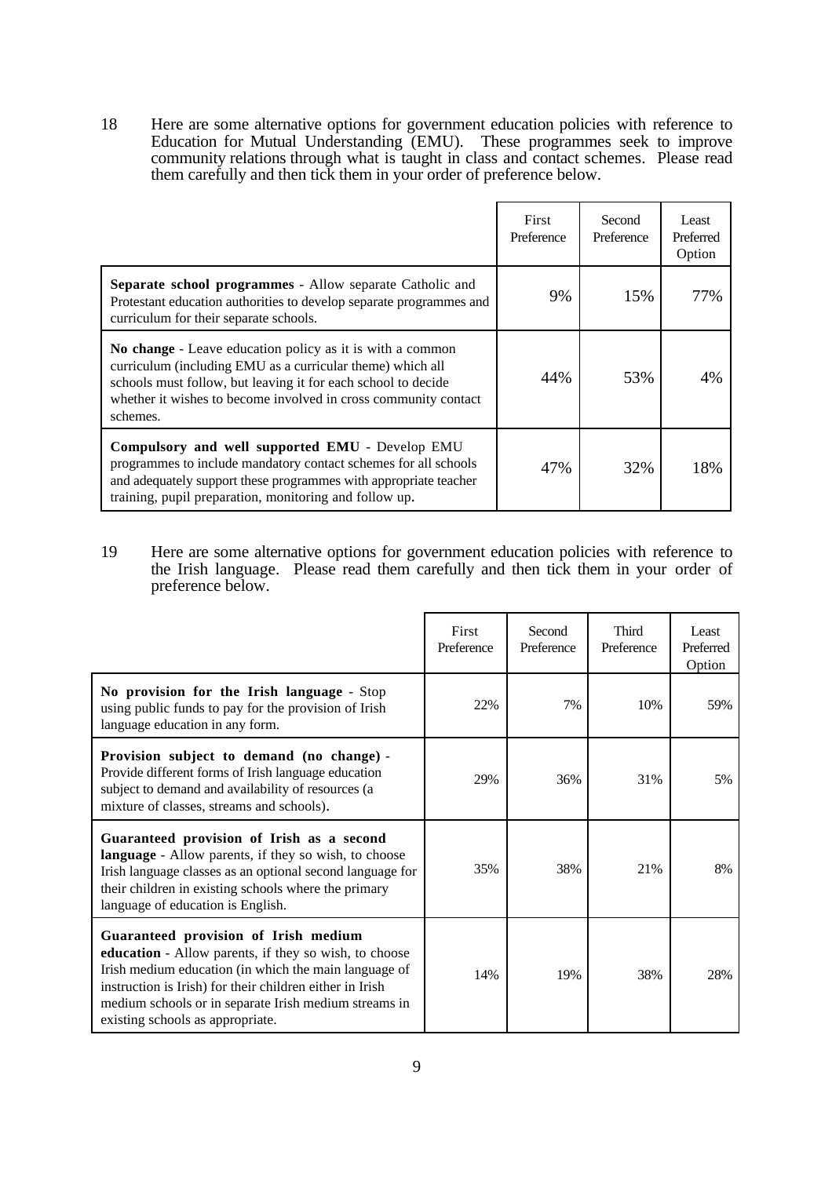18 Here are some alternative options for government education policies with reference to Education for Mutual Understanding (EMU). These programmes seek to improve community relations through what is taught in class and contact schemes. Please read them carefully and then tick them in your order of preference below.

| | First Preference | Second Preference | Least Preferred Option |
|---|---|---|---|
| **Separate school programmes** - Allow separate Catholic and Protestant education authorities to develop separate programmes and curriculum for their separate schools. | 9% | 15% | 77% |
| **No change** - Leave education policy as it is with a common curriculum (including EMU as a curricular theme) which all schools must follow, but leaving it for each school to decide whether it wishes to become involved in cross community contact schemes. | 44% | 53% | 4% |
| **Compulsory and well supported EMU** - Develop EMU programmes to include mandatory contact schemes for all schools and adequately support these programmes with appropriate teacher training, pupil preparation, monitoring and follow up. | 47% | 32% | 18% |

19 Here are some alternative options for government education policies with reference to the Irish language. Please read them carefully and then tick them in your order of preference below.

| | First Preference | Second Preference | Third Preference | Least Preferred Option |
|---|---|---|---|---|
| **No provision for the Irish language** - Stop using public funds to pay for the provision of Irish language education in any form. | 22% | 7% | 10% | 59% |
| **Provision subject to demand (no change)** - Provide different forms of Irish language education subject to demand and availability of resources (a mixture of classes, streams and schools). | 29% | 36% | 31% | 5% |
| **Guaranteed provision of Irish as a second language** - Allow parents, if they so wish, to choose Irish language classes as an optional second language for their children in existing schools where the primary language of education is English. | 35% | 38% | 21% | 8% |
| **Guaranteed provision of Irish medium education** - Allow parents, if they so wish, to choose Irish medium education (in which the main language of instruction is Irish) for their children either in Irish medium schools or in separate Irish medium streams in existing schools as appropriate. | 14% | 19% | 38% | 28% |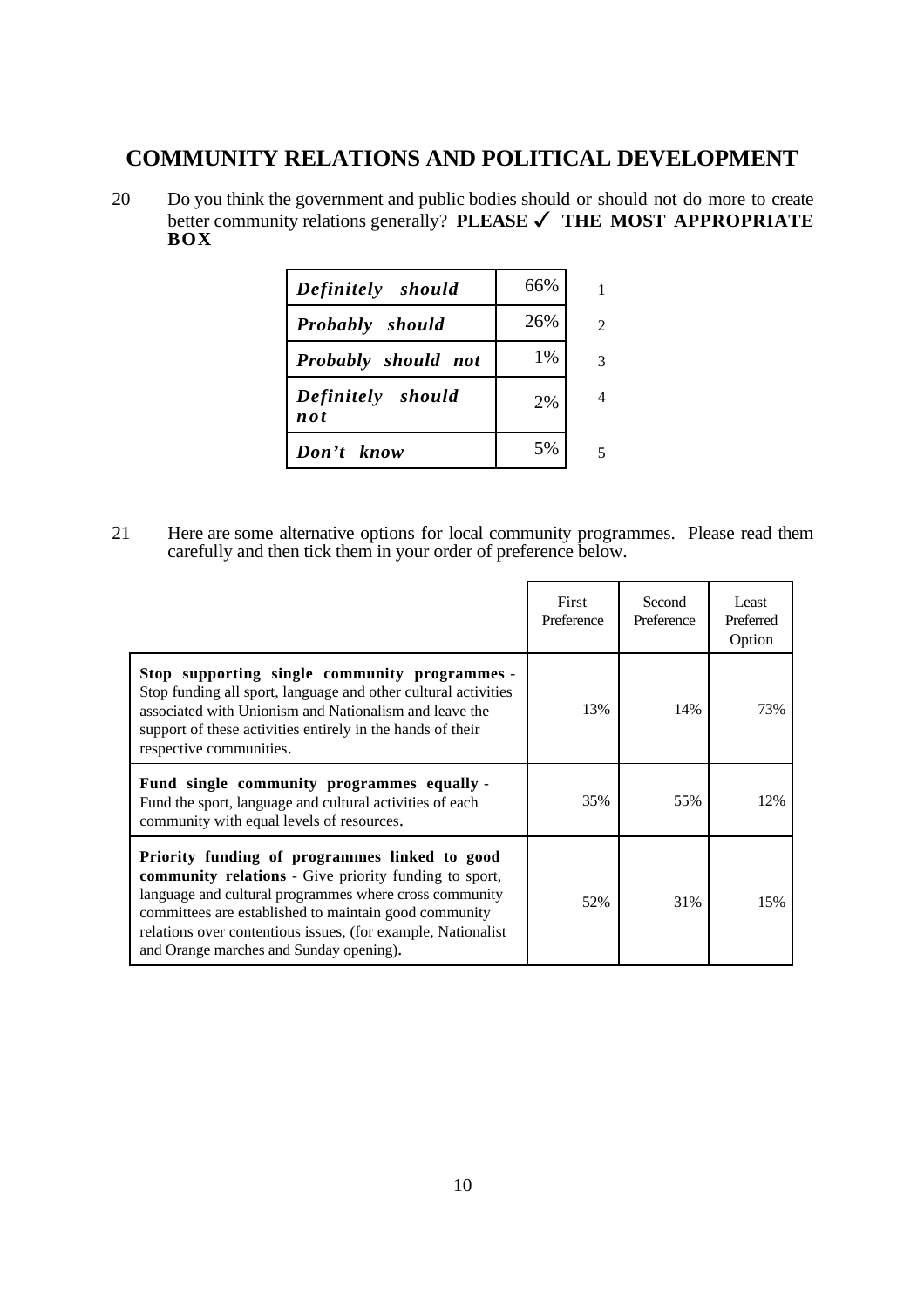# COMMUNITY RELATIONS AND POLITICAL DEVELOPMENT

20 Do you think the government and public bodies should or should not do more to create better community relations generally? **PLEASE ✓ THE MOST APPROPRIATE BOX**

| | | |
|---|---|---|
| ***Definitely should*** | 66% | 1 |
| ***Probably should*** | 26% | 2 |
| ***Probably should not*** | 1% | 3 |
| ***Definitely should not*** | 2% | 4 |
| ***Don't know*** | 5% | 5 |

21 Here are some alternative options for local community programmes. Please read them carefully and then tick them in your order of preference below.

| | First Preference | Second Preference | Least Preferred Option |
|---|---|---|---|
| **Stop supporting single community programmes** - Stop funding all sport, language and other cultural activities associated with Unionism and Nationalism and leave the support of these activities entirely in the hands of their respective communities. | 13% | 14% | 73% |
| **Fund single community programmes equally** - Fund the sport, language and cultural activities of each community with equal levels of resources. | 35% | 55% | 12% |
| **Priority funding of programmes linked to good community relations** - Give priority funding to sport, language and cultural programmes where cross community committees are established to maintain good community relations over contentious issues, (for example, Nationalist and Orange marches and Sunday opening). | 52% | 31% | 15% |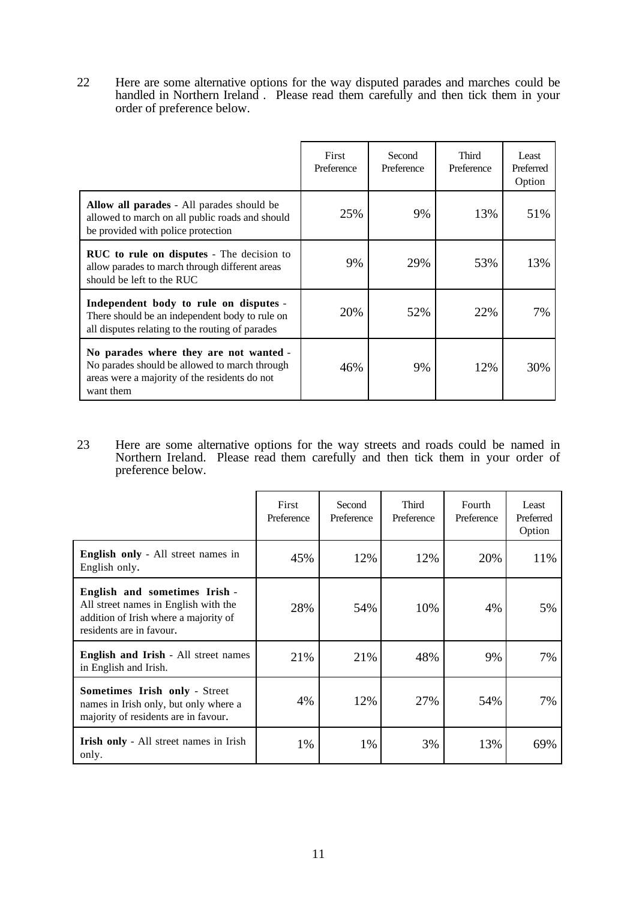22 Here are some alternative options for the way disputed parades and marches could be handled in Northern Ireland . Please read them carefully and then tick them in your order of preference below.

| | First Preference | Second Preference | Third Preference | Least Preferred Option |
|---|---|---|---|---|
| **Allow all parades** - All parades should be allowed to march on all public roads and should be provided with police protection | 25% | 9% | 13% | 51% |
| **RUC to rule on disputes** - The decision to allow parades to march through different areas should be left to the RUC | 9% | 29% | 53% | 13% |
| **Independent body to rule on disputes** - There should be an independent body to rule on all disputes relating to the routing of parades | 20% | 52% | 22% | 7% |
| **No parades where they are not wanted** - No parades should be allowed to march through areas were a majority of the residents do not want them | 46% | 9% | 12% | 30% |

23 Here are some alternative options for the way streets and roads could be named in Northern Ireland. Please read them carefully and then tick them in your order of preference below.

| | First Preference | Second Preference | Third Preference | Fourth Preference | Least Preferred Option |
|---|---|---|---|---|---|
| **English only** - All street names in English only. | 45% | 12% | 12% | 20% | 11% |
| **English and sometimes Irish** - All street names in English with the addition of Irish where a majority of residents are in favour. | 28% | 54% | 10% | 4% | 5% |
| **English and Irish** - All street names in English and Irish. | 21% | 21% | 48% | 9% | 7% |
| **Sometimes Irish only** - Street names in Irish only, but only where a majority of residents are in favour. | 4% | 12% | 27% | 54% | 7% |
| **Irish only** - All street names in Irish only. | 1% | 1% | 3% | 13% | 69% |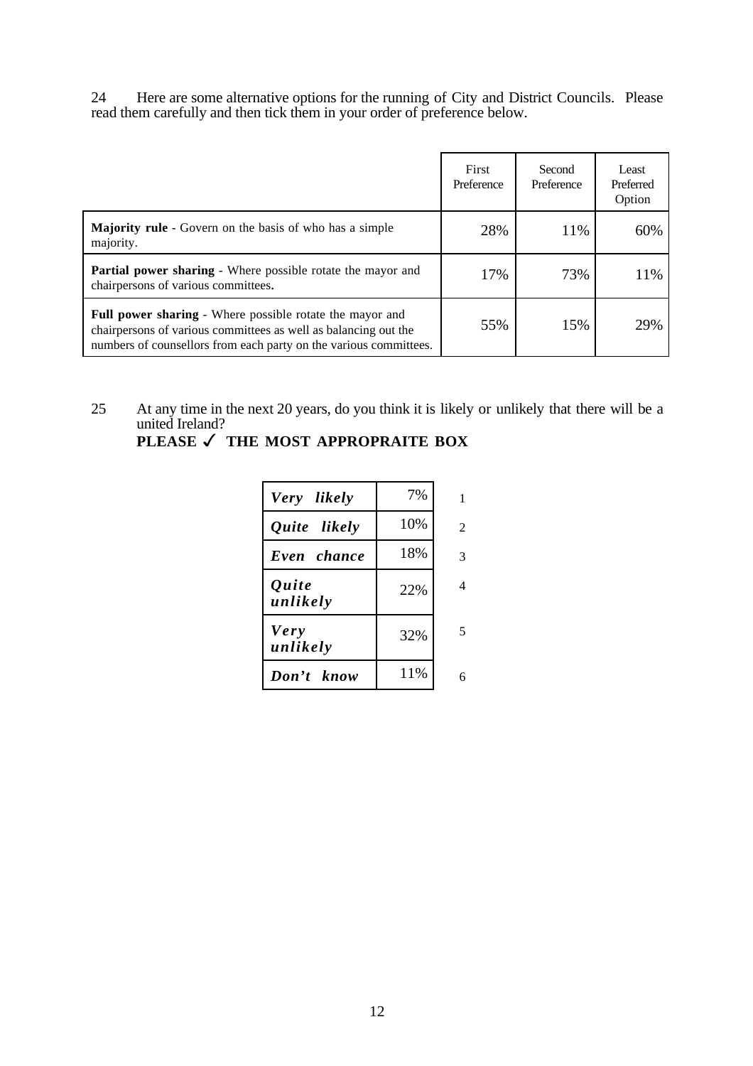24 Here are some alternative options for the running of City and District Councils. Please read them carefully and then tick them in your order of preference below.

| | First Preference | Second Preference | Least Preferred Option |
|---|---|---|---|
| **Majority rule** - Govern on the basis of who has a simple majority. | 28% | 11% | 60% |
| **Partial power sharing** - Where possible rotate the mayor and chairpersons of various committees. | 17% | 73% | 11% |
| **Full power sharing** - Where possible rotate the mayor and chairpersons of various committees as well as balancing out the numbers of counsellors from each party on the various committees. | 55% | 15% | 29% |

25 At any time in the next 20 years, do you think it is likely or unlikely that there will be a united Ireland?

**PLEASE ✓ THE MOST APPROPRAITE BOX**

| | | |
|---|---|---|
| ***Very likely*** | 7% | 1 |
| ***Quite likely*** | 10% | 2 |
| ***Even chance*** | 18% | 3 |
| ***Quite unlikely*** | 22% | 4 |
| ***Very unlikely*** | 32% | 5 |
| ***Don't know*** | 11% | 6 |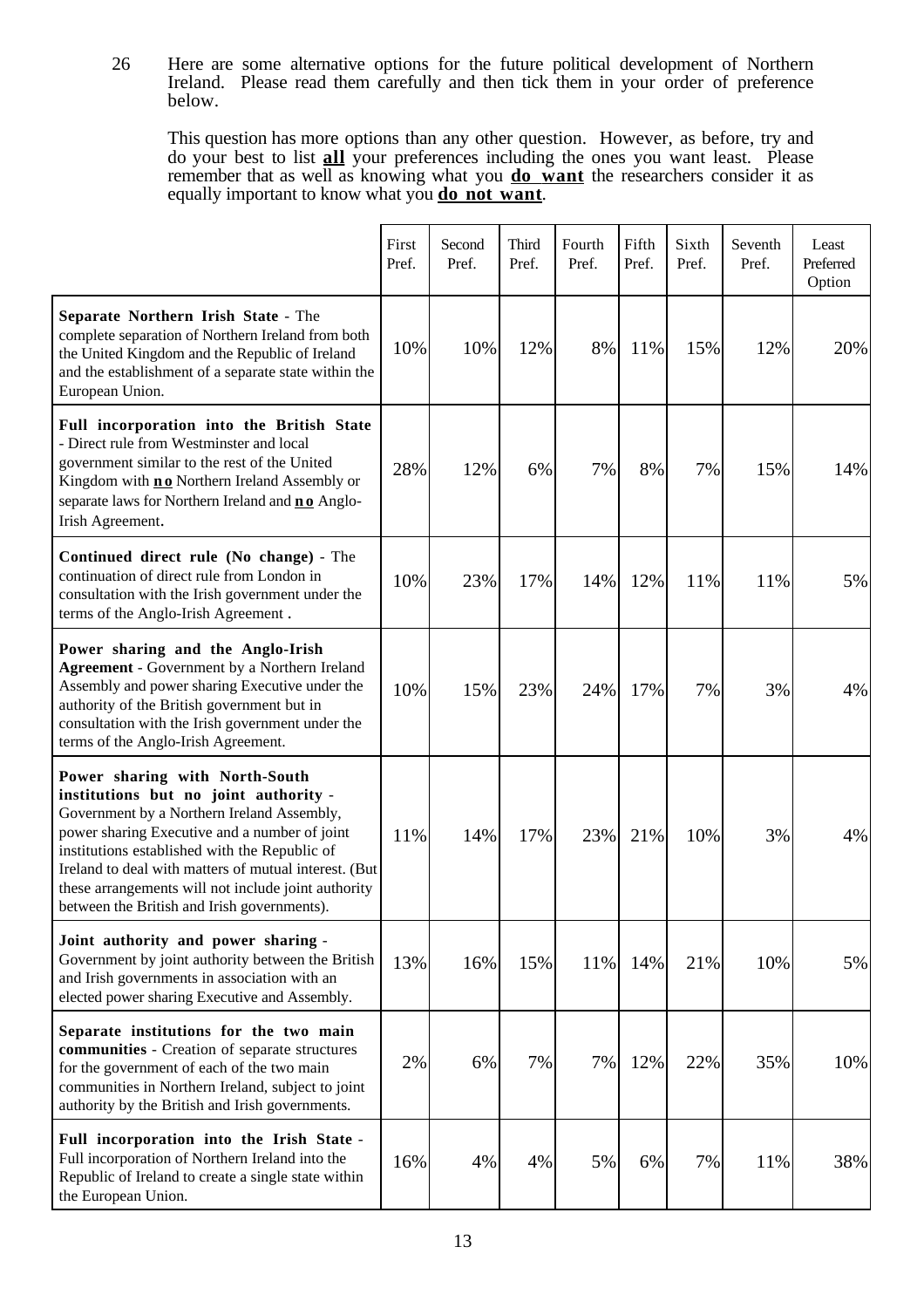26 Here are some alternative options for the future political development of Northern Ireland. Please read them carefully and then tick them in your order of preference below.

This question has more options than any other question. However, as before, try and do your best to list **all** your preferences including the ones you want least. Please remember that as well as knowing what you **do want** the researchers consider it as equally important to know what you **do not want**.

| | First Pref. | Second Pref. | Third Pref. | Fourth Pref. | Fifth Pref. | Sixth Pref. | Seventh Pref. | Least Preferred Option |
|---|---|---|---|---|---|---|---|---|
| **Separate Northern Irish State** - The complete separation of Northern Ireland from both the United Kingdom and the Republic of Ireland and the establishment of a separate state within the European Union. | 10% | 10% | 12% | 8% | 11% | 15% | 12% | 20% |
| **Full incorporation into the British State** - Direct rule from Westminster and local government similar to the rest of the United Kingdom with **no** Northern Ireland Assembly or separate laws for Northern Ireland and **no** Anglo-Irish Agreement. | 28% | 12% | 6% | 7% | 8% | 7% | 15% | 14% |
| **Continued direct rule (No change)** - The continuation of direct rule from London in consultation with the Irish government under the terms of the Anglo-Irish Agreement . | 10% | 23% | 17% | 14% | 12% | 11% | 11% | 5% |
| **Power sharing and the Anglo-Irish Agreement** - Government by a Northern Ireland Assembly and power sharing Executive under the authority of the British government but in consultation with the Irish government under the terms of the Anglo-Irish Agreement. | 10% | 15% | 23% | 24% | 17% | 7% | 3% | 4% |
| **Power sharing with North-South institutions but no joint authority** - Government by a Northern Ireland Assembly, power sharing Executive and a number of joint institutions established with the Republic of Ireland to deal with matters of mutual interest. (But these arrangements will not include joint authority between the British and Irish governments). | 11% | 14% | 17% | 23% | 21% | 10% | 3% | 4% |
| **Joint authority and power sharing** - Government by joint authority between the British and Irish governments in association with an elected power sharing Executive and Assembly. | 13% | 16% | 15% | 11% | 14% | 21% | 10% | 5% |
| **Separate institutions for the two main communities** - Creation of separate structures for the government of each of the two main communities in Northern Ireland, subject to joint authority by the British and Irish governments. | 2% | 6% | 7% | 7% | 12% | 22% | 35% | 10% |
| **Full incorporation into the Irish State** - Full incorporation of Northern Ireland into the Republic of Ireland to create a single state within the European Union. | 16% | 4% | 4% | 5% | 6% | 7% | 11% | 38% |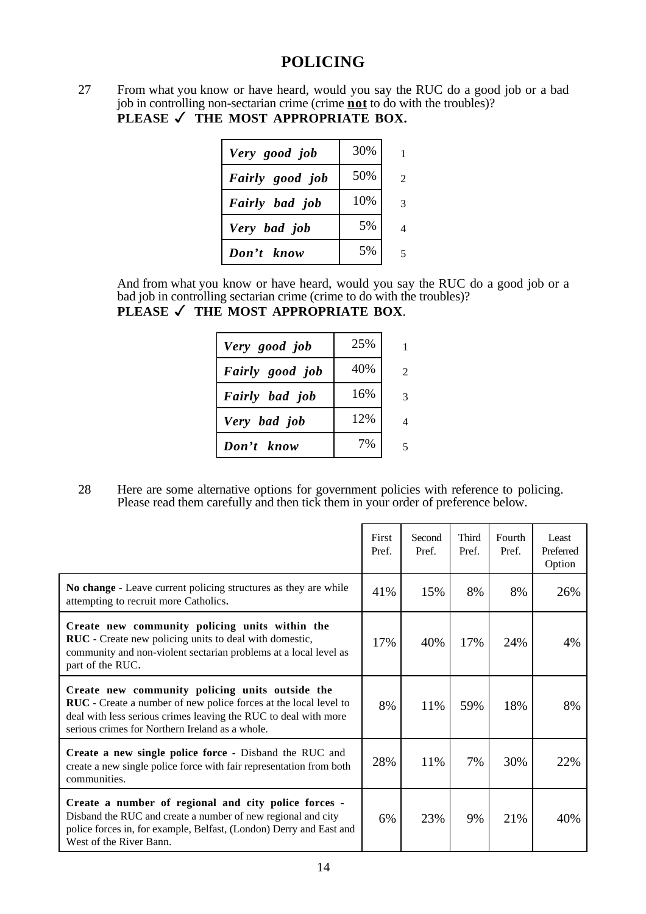# POLICING

27 From what you know or have heard, would you say the RUC do a good job or a bad job in controlling non-sectarian crime (crime **not** to do with the troubles)?
**PLEASE ✓ THE MOST APPROPRIATE BOX.**

| | | |
|---|---|---|
| ***Very good job*** | 30% | 1 |
| ***Fairly good job*** | 50% | 2 |
| ***Fairly bad job*** | 10% | 3 |
| ***Very bad job*** | 5% | 4 |
| ***Don't know*** | 5% | 5 |

And from what you know or have heard, would you say the RUC do a good job or a bad job in controlling sectarian crime (crime to do with the troubles)?
**PLEASE ✓ THE MOST APPROPRIATE BOX**.

| | | |
|---|---|---|
| ***Very good job*** | 25% | 1 |
| ***Fairly good job*** | 40% | 2 |
| ***Fairly bad job*** | 16% | 3 |
| ***Very bad job*** | 12% | 4 |
| ***Don't know*** | 7% | 5 |

28 Here are some alternative options for government policies with reference to policing. Please read them carefully and then tick them in your order of preference below.

| | First Pref. | Second Pref. | Third Pref. | Fourth Pref. | Least Preferred Option |
|---|---|---|---|---|---|
| **No change** - Leave current policing structures as they are while attempting to recruit more Catholics. | 41% | 15% | 8% | 8% | 26% |
| **Create new community policing units within the RUC** - Create new policing units to deal with domestic, community and non-violent sectarian problems at a local level as part of the RUC. | 17% | 40% | 17% | 24% | 4% |
| **Create new community policing units outside the RUC** - Create a number of new police forces at the local level to deal with less serious crimes leaving the RUC to deal with more serious crimes for Northern Ireland as a whole. | 8% | 11% | 59% | 18% | 8% |
| **Create a new single police force** - Disband the RUC and create a new single police force with fair representation from both communities. | 28% | 11% | 7% | 30% | 22% |
| **Create a number of regional and city police forces** - Disband the RUC and create a number of new regional and city police forces in, for example, Belfast, (London) Derry and East and West of the River Bann. | 6% | 23% | 9% | 21% | 40% |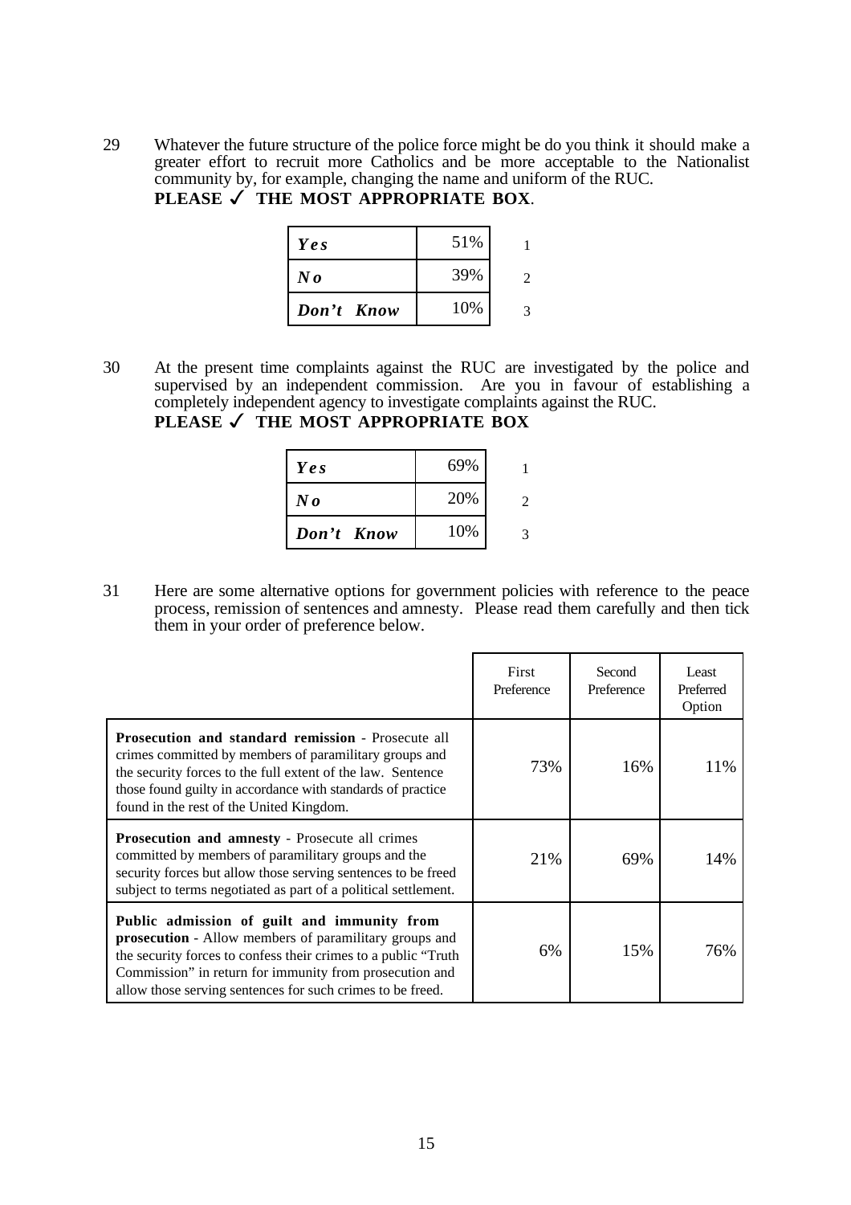29 Whatever the future structure of the police force might be do you think it should make a greater effort to recruit more Catholics and be more acceptable to the Nationalist community by, for example, changing the name and uniform of the RUC.
**PLEASE ✓ THE MOST APPROPRIATE BOX**.

| | | |
|---|---|---|
| ***Yes*** | 51% | 1 |
| ***No*** | 39% | 2 |
| ***Don't Know*** | 10% | 3 |

30 At the present time complaints against the RUC are investigated by the police and supervised by an independent commission. Are you in favour of establishing a completely independent agency to investigate complaints against the RUC.
**PLEASE ✓ THE MOST APPROPRIATE BOX**

| | | |
|---|---|---|
| ***Yes*** | 69% | 1 |
| ***No*** | 20% | 2 |
| ***Don't Know*** | 10% | 3 |

31 Here are some alternative options for government policies with reference to the peace process, remission of sentences and amnesty. Please read them carefully and then tick them in your order of preference below.

| | First Preference | Second Preference | Least Preferred Option |
|---|---|---|---|
| **Prosecution and standard remission** - Prosecute all crimes committed by members of paramilitary groups and the security forces to the full extent of the law. Sentence those found guilty in accordance with standards of practice found in the rest of the United Kingdom. | 73% | 16% | 11% |
| **Prosecution and amnesty** - Prosecute all crimes committed by members of paramilitary groups and the security forces but allow those serving sentences to be freed subject to terms negotiated as part of a political settlement. | 21% | 69% | 14% |
| **Public admission of guilt and immunity from prosecution** - Allow members of paramilitary groups and the security forces to confess their crimes to a public "Truth Commission" in return for immunity from prosecution and allow those serving sentences for such crimes to be freed. | 6% | 15% | 76% |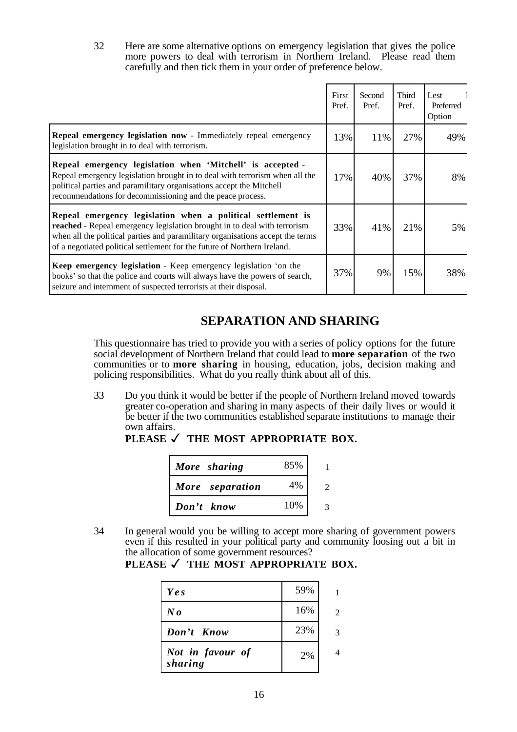32 Here are some alternative options on emergency legislation that gives the police more powers to deal with terrorism in Northern Ireland. Please read them carefully and then tick them in your order of preference below.

| | First Pref. | Second Pref. | Third Pref. | Lest Preferred Option |
|---|---|---|---|---|
| **Repeal emergency legislation now** - Immediately repeal emergency legislation brought in to deal with terrorism. | 13% | 11% | 27% | 49% |
| **Repeal emergency legislation when 'Mitchell' is accepted** - Repeal emergency legislation brought in to deal with terrorism when all the political parties and paramilitary organisations accept the Mitchell recommendations for decommissioning and the peace process. | 17% | 40% | 37% | 8% |
| **Repeal emergency legislation when a political settlement is reached** - Repeal emergency legislation brought in to deal with terrorism when all the political parties and paramilitary organisations accept the terms of a negotiated political settlement for the future of Northern Ireland. | 33% | 41% | 21% | 5% |
| **Keep emergency legislation** - Keep emergency legislation 'on the books' so that the police and courts will always have the powers of search, seizure and internment of suspected terrorists at their disposal. | 37% | 9% | 15% | 38% |

## SEPARATION AND SHARING

This questionnaire has tried to provide you with a series of policy options for the future social development of Northern Ireland that could lead to **more separation** of the two communities or to **more sharing** in housing, education, jobs, decision making and policing responsibilities. What do you really think about all of this.

33 Do you think it would be better if the people of Northern Ireland moved towards greater co-operation and sharing in many aspects of their daily lives or would it be better if the two communities established separate institutions to manage their own affairs.

**PLEASE ✓ THE MOST APPROPRIATE BOX.**

| | | |
|---|---|---|
| ***More sharing*** | 85% | 1 |
| ***More separation*** | 4% | 2 |
| ***Don't know*** | 10% | 3 |

34 In general would you be willing to accept more sharing of government powers even if this resulted in your political party and community loosing out a bit in the allocation of some government resources?

**PLEASE ✓ THE MOST APPROPRIATE BOX.**

| | | |
|---|---|---|
| ***Yes*** | 59% | 1 |
| ***No*** | 16% | 2 |
| ***Don't Know*** | 23% | 3 |
| ***Not in favour of sharing*** | 2% | 4 |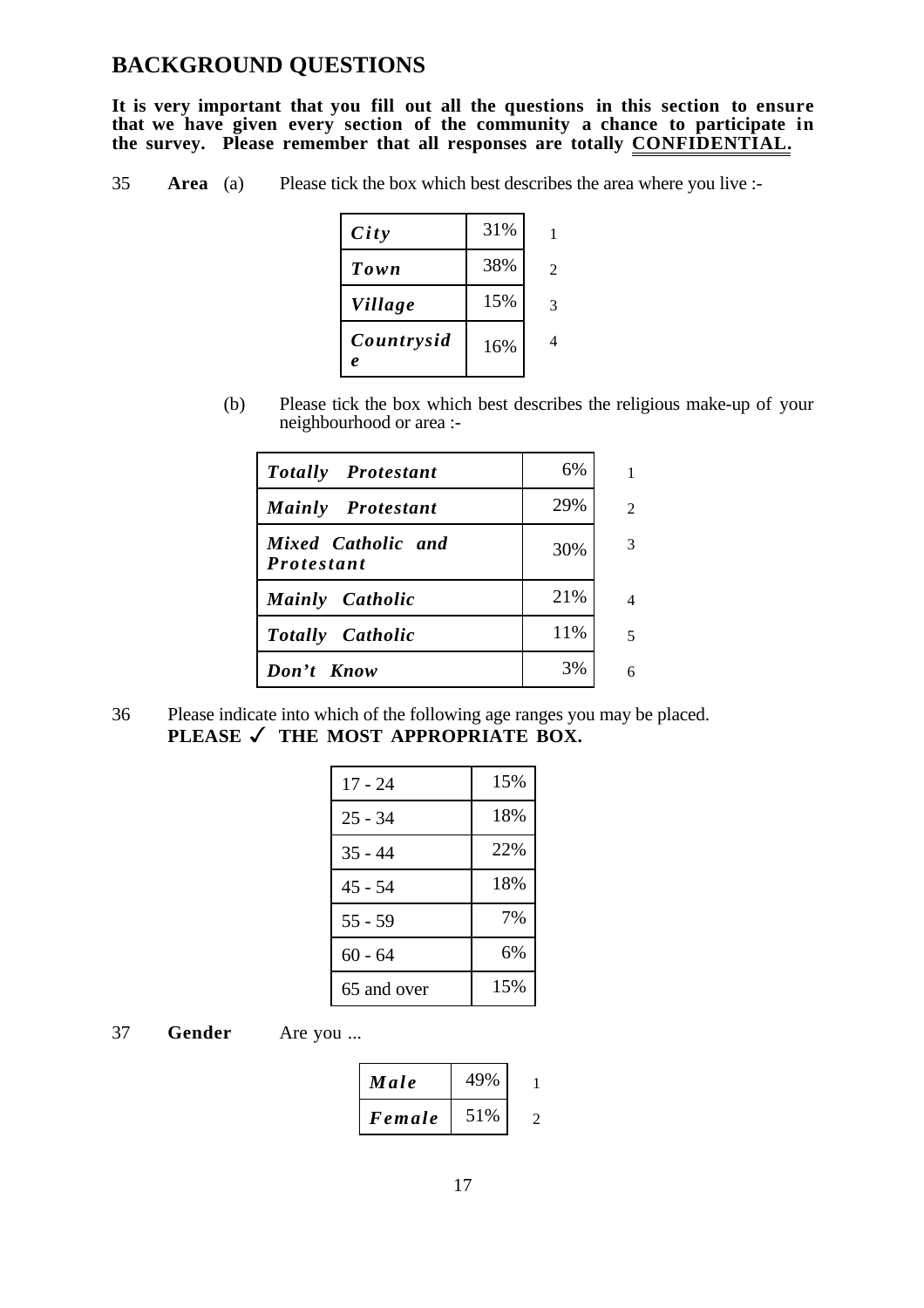## BACKGROUND QUESTIONS

**It is very important that you fill out all the questions in this section to ensure that we have given every section of the community a chance to participate in the survey. Please remember that all responses are totally CONFIDENTIAL.**

35 **Area** (a) Please tick the box which best describes the area where you live :-

| | | |
|---|---|---|
| ***City*** | 31% | 1 |
| ***Town*** | 38% | 2 |
| ***Village*** | 15% | 3 |
| ***Countryside*** | 16% | 4 |

(b) Please tick the box which best describes the religious make-up of your neighbourhood or area :-

| | | |
|---|---|---|
| ***Totally Protestant*** | 6% | 1 |
| ***Mainly Protestant*** | 29% | 2 |
| ***Mixed Catholic and Protestant*** | 30% | 3 |
| ***Mainly Catholic*** | 21% | 4 |
| ***Totally Catholic*** | 11% | 5 |
| ***Don't Know*** | 3% | 6 |

36 Please indicate into which of the following age ranges you may be placed.
**PLEASE ✓ THE MOST APPROPRIATE BOX.**

| | |
|---|---|
| 17 - 24 | 15% |
| 25 - 34 | 18% |
| 35 - 44 | 22% |
| 45 - 54 | 18% |
| 55 - 59 | 7% |
| 60 - 64 | 6% |
| 65 and over | 15% |

37 **Gender** Are you ...

| | | |
|---|---|---|
| ***Male*** | 49% | 1 |
| ***Female*** | 51% | 2 |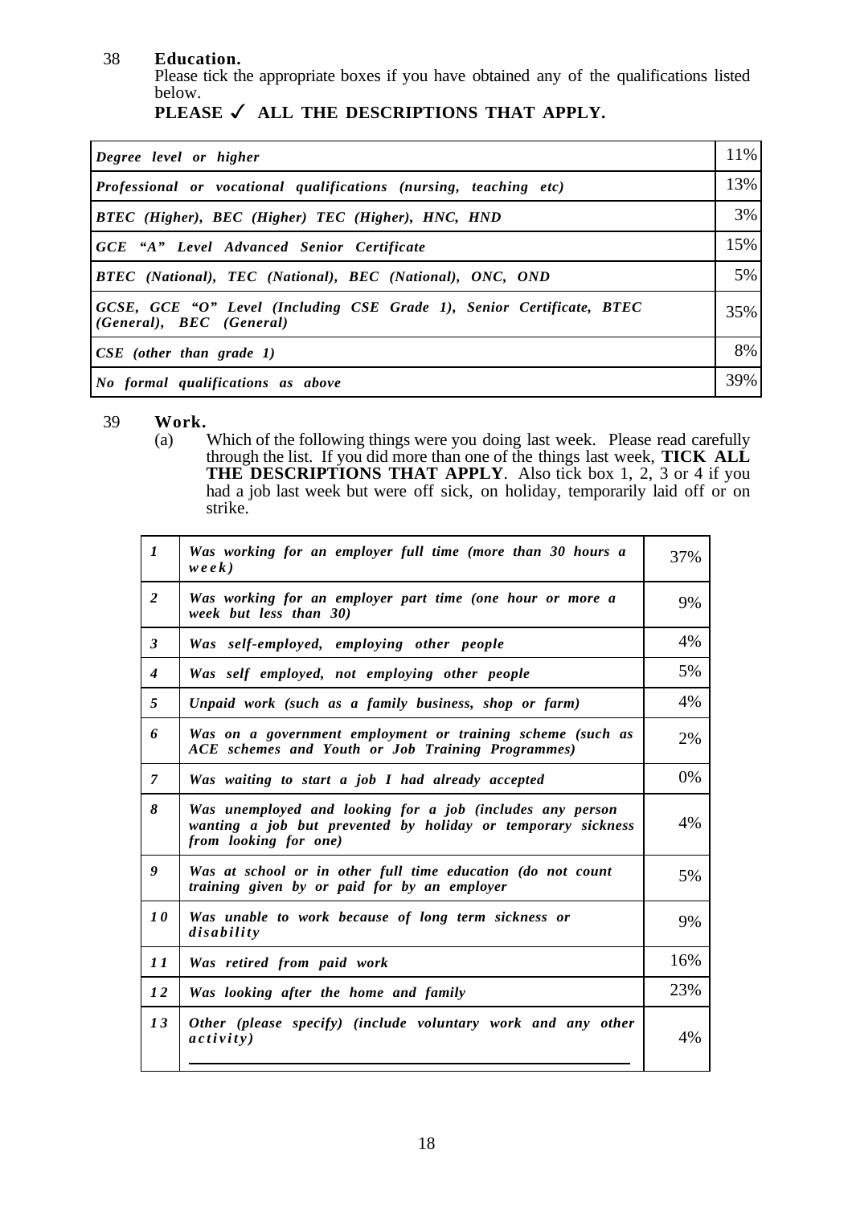38 **Education.**

Please tick the appropriate boxes if you have obtained any of the qualifications listed below.

**PLEASE ✓ ALL THE DESCRIPTIONS THAT APPLY.**

| | |
|---|---|
| *Degree level or higher* | 11% |
| *Professional or vocational qualifications (nursing, teaching etc)* | 13% |
| *BTEC (Higher), BEC (Higher) TEC (Higher), HNC, HND* | 3% |
| *GCE "A" Level Advanced Senior Certificate* | 15% |
| *BTEC (National), TEC (National), BEC (National), ONC, OND* | 5% |
| *GCSE, GCE "O" Level (Including CSE Grade 1), Senior Certificate, BTEC (General), BEC (General)* | 35% |
| *CSE (other than grade 1)* | 8% |
| *No formal qualifications as above* | 39% |

39 **Work.**

(a) Which of the following things were you doing last week. Please read carefully through the list. If you did more than one of the things last week, **TICK ALL THE DESCRIPTIONS THAT APPLY**. Also tick box 1, 2, 3 or 4 if you had a job last week but were off sick, on holiday, temporarily laid off or on strike.

| | | |
|---|---|---|
| *1* | *Was working for an employer full time (more than 30 hours a week)* | 37% |
| *2* | *Was working for an employer part time (one hour or more a week but less than 30)* | 9% |
| *3* | *Was self-employed, employing other people* | 4% |
| *4* | *Was self employed, not employing other people* | 5% |
| *5* | *Unpaid work (such as a family business, shop or farm)* | 4% |
| *6* | *Was on a government employment or training scheme (such as ACE schemes and Youth or Job Training Programmes)* | 2% |
| *7* | *Was waiting to start a job I had already accepted* | 0% |
| *8* | *Was unemployed and looking for a job (includes any person wanting a job but prevented by holiday or temporary sickness from looking for one)* | 4% |
| *9* | *Was at school or in other full time education (do not count training given by or paid for by an employer* | 5% |
| *10* | *Was unable to work because of long term sickness or disability* | 9% |
| *11* | *Was retired from paid work* | 16% |
| *12* | *Was looking after the home and family* | 23% |
| *13* | *Other (please specify) (include voluntary work and any other activity)* | 4% |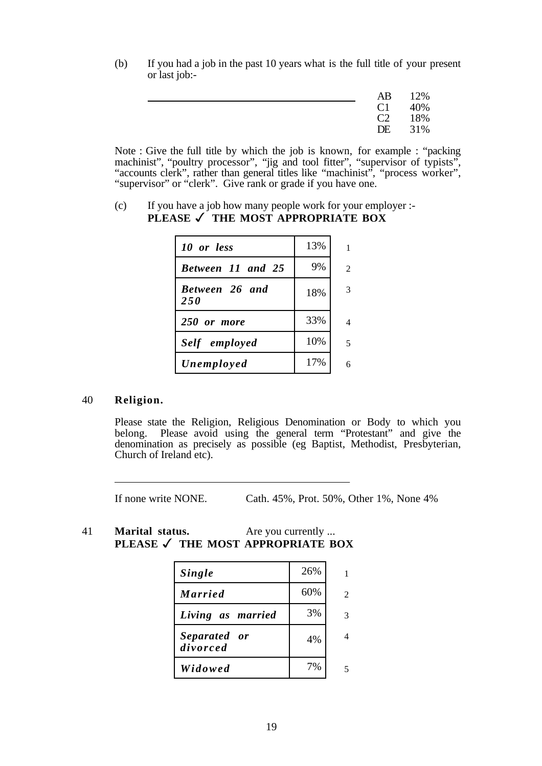(b) If you had a job in the past 10 years what is the full title of your present or last job:-

______________________________________

| | |
|---|---|
| AB | 12% |
| C1 | 40% |
| C2 | 18% |
| DE | 31% |

Note : Give the full title by which the job is known, for example : "packing machinist", "poultry processor", "jig and tool fitter", "supervisor of typists", "accounts clerk", rather than general titles like "machinist", "process worker", "supervisor" or "clerk". Give rank or grade if you have one.

(c) If you have a job how many people work for your employer :-
**PLEASE ✓ THE MOST APPROPRIATE BOX**

| | | |
|---|---|---|
| ***10 or less*** | 13% | 1 |
| ***Between 11 and 25*** | 9% | 2 |
| ***Between 26 and 250*** | 18% | 3 |
| ***250 or more*** | 33% | 4 |
| ***Self employed*** | 10% | 5 |
| ***Unemployed*** | 17% | 6 |

40 **Religion.**

Please state the Religion, Religious Denomination or Body to which you belong. Please avoid using the general term "Protestant" and give the denomination as precisely as possible (eg Baptist, Methodist, Presbyterian, Church of Ireland etc).

______________________________________

If none write NONE. Cath. 45%, Prot. 50%, Other 1%, None 4%

41 **Marital status.** Are you currently ...
**PLEASE ✓ THE MOST APPROPRIATE BOX**

| | | |
|---|---|---|
| ***Single*** | 26% | 1 |
| ***Married*** | 60% | 2 |
| ***Living as married*** | 3% | 3 |
| ***Separated or divorced*** | 4% | 4 |
| ***Widowed*** | 7% | 5 |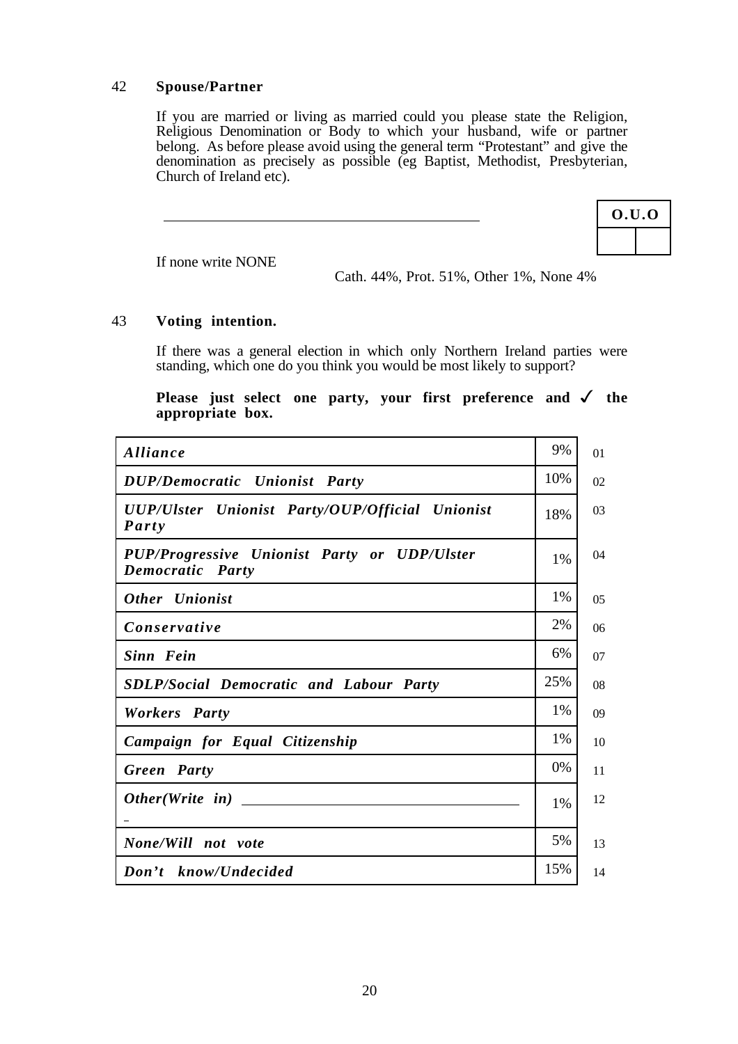42 **Spouse/Partner**

If you are married or living as married could you please state the Religion, Religious Denomination or Body to which your husband, wife or partner belong. As before please avoid using the general term "Protestant" and give the denomination as precisely as possible (eg Baptist, Methodist, Presbyterian, Church of Ireland etc).

\_\_\_\_\_\_\_\_\_\_\_\_\_\_\_\_\_\_\_\_\_\_\_\_\_\_\_\_\_\_\_\_\_\_\_\_\_\_\_\_

| O.U.O | |
|---|---|
| | |

If none write NONE

Cath. 44%, Prot. 51%, Other 1%, None 4%

43 **Voting intention.**

If there was a general election in which only Northern Ireland parties were standing, which one do you think you would be most likely to support?

**Please just select one party, your first preference and ✓ the appropriate box.**

| | | |
|---|---|---|
| ***Alliance*** | 9% | 01 |
| ***DUP/Democratic Unionist Party*** | 10% | 02 |
| ***UUP/Ulster Unionist Party/OUP/Official Unionist Party*** | 18% | 03 |
| ***PUP/Progressive Unionist Party or UDP/Ulster Democratic Party*** | 1% | 04 |
| ***Other Unionist*** | 1% | 05 |
| ***Conservative*** | 2% | 06 |
| ***Sinn Fein*** | 6% | 07 |
| ***SDLP/Social Democratic and Labour Party*** | 25% | 08 |
| ***Workers Party*** | 1% | 09 |
| ***Campaign for Equal Citizenship*** | 1% | 10 |
| ***Green Party*** | 0% | 11 |
| ***Other(Write in)*** \_\_\_\_\_\_\_\_\_\_\_\_\_\_\_\_\_\_\_\_ | 1% | 12 |
| ***None/Will not vote*** | 5% | 13 |
| ***Don't know/Undecided*** | 15% | 14 |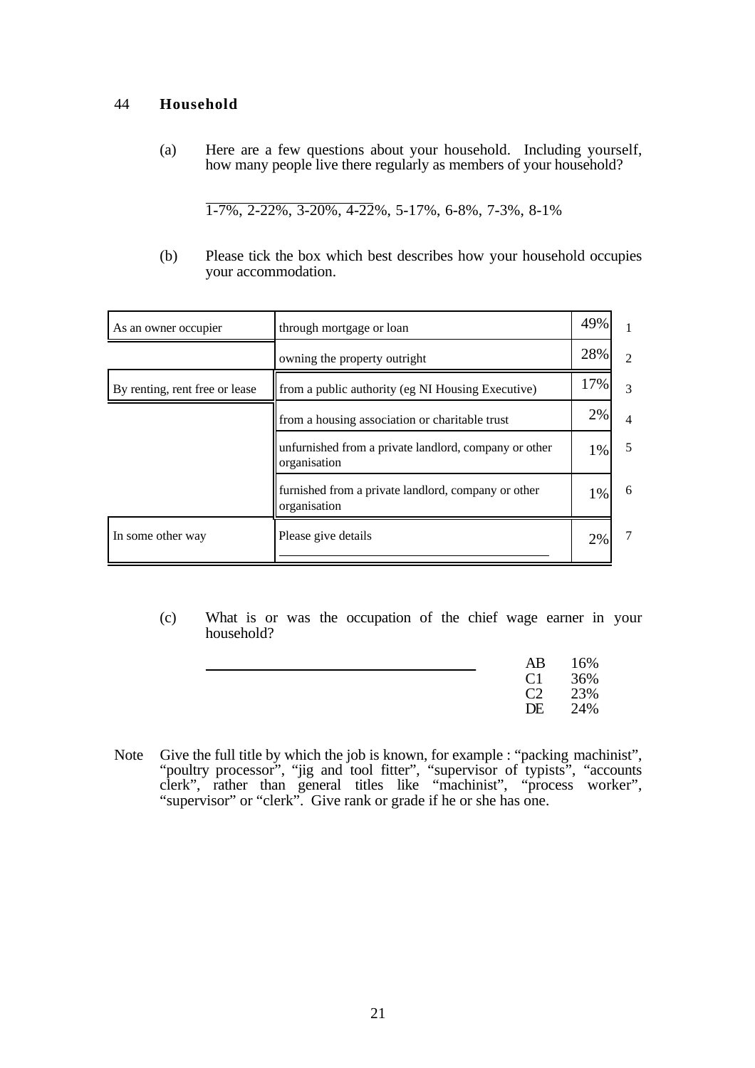44 **Household**

(a) Here are a few questions about your household. Including yourself, how many people live there regularly as members of your household?

1-7%, 2-22%, 3-20%, 4-22%, 5-17%, 6-8%, 7-3%, 8-1%

(b) Please tick the box which best describes how your household occupies your accommodation.

| | | | |
|---|---|---|---|
| As an owner occupier | through mortgage or loan | 49% | 1 |
| | owning the property outright | 28% | 2 |
| By renting, rent free or lease | from a public authority (eg NI Housing Executive) | 17% | 3 |
| | from a housing association or charitable trust | 2% | 4 |
| | unfurnished from a private landlord, company or other organisation | 1% | 5 |
| | furnished from a private landlord, company or other organisation | 1% | 6 |
| In some other way | Please give details | 2% | 7 |

(c) What is or was the occupation of the chief wage earner in your household?

| | |
|---|---|
| AB | 16% |
| C1 | 36% |
| C2 | 23% |
| DE | 24% |

Note Give the full title by which the job is known, for example : "packing machinist", "poultry processor", "jig and tool fitter", "supervisor of typists", "accounts clerk", rather than general titles like "machinist", "process worker", "supervisor" or "clerk". Give rank or grade if he or she has one.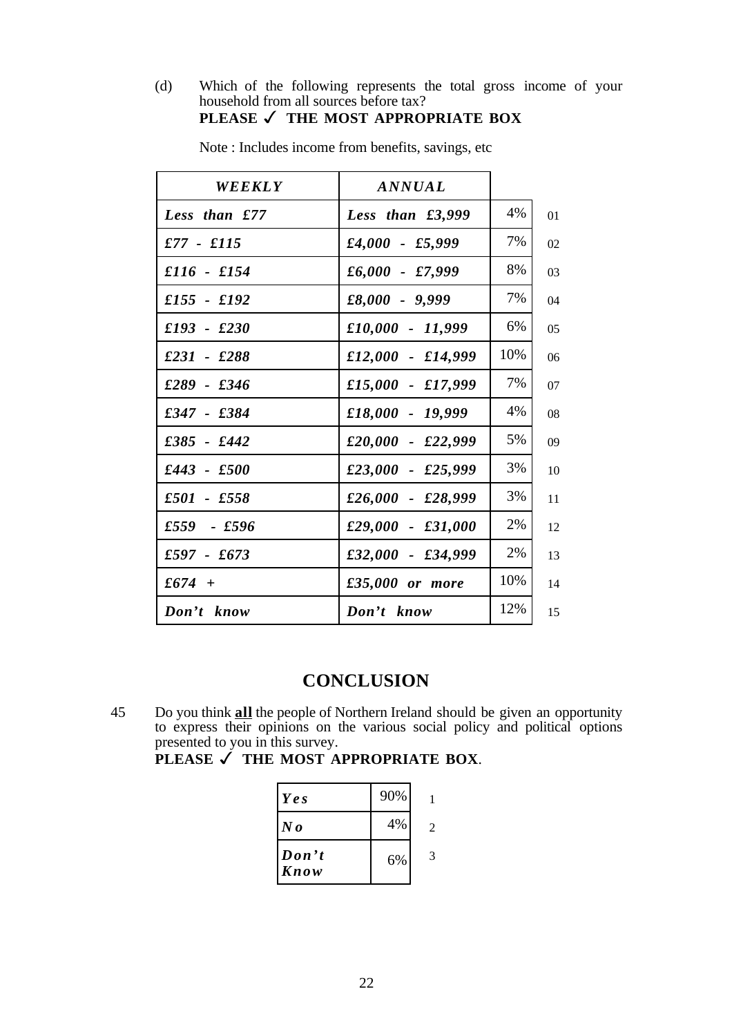(d) Which of the following represents the total gross income of your household from all sources before tax?
**PLEASE ✓ THE MOST APPROPRIATE BOX**

Note : Includes income from benefits, savings, etc

| *WEEKLY* | *ANNUAL* | | |
|---|---|---|---|
| *Less than £77* | *Less than £3,999* | 4% | 01 |
| *£77 - £115* | *£4,000 - £5,999* | 7% | 02 |
| *£116 - £154* | *£6,000 - £7,999* | 8% | 03 |
| *£155 - £192* | *£8,000 - 9,999* | 7% | 04 |
| *£193 - £230* | *£10,000 - 11,999* | 6% | 05 |
| *£231 - £288* | *£12,000 - £14,999* | 10% | 06 |
| *£289 - £346* | *£15,000 - £17,999* | 7% | 07 |
| *£347 - £384* | *£18,000 - 19,999* | 4% | 08 |
| *£385 - £442* | *£20,000 - £22,999* | 5% | 09 |
| *£443 - £500* | *£23,000 - £25,999* | 3% | 10 |
| *£501 - £558* | *£26,000 - £28,999* | 3% | 11 |
| *£559 - £596* | *£29,000 - £31,000* | 2% | 12 |
| *£597 - £673* | *£32,000 - £34,999* | 2% | 13 |
| *£674 +* | *£35,000 or more* | 10% | 14 |
| *Don't know* | *Don't know* | 12% | 15 |

## CONCLUSION

45 Do you think **all** the people of Northern Ireland should be given an opportunity to express their opinions on the various social policy and political options presented to you in this survey.
**PLEASE ✓ THE MOST APPROPRIATE BOX**.

| | | |
|---|---|---|
| *Yes* | 90% | 1 |
| *No* | 4% | 2 |
| *Don't Know* | 6% | 3 |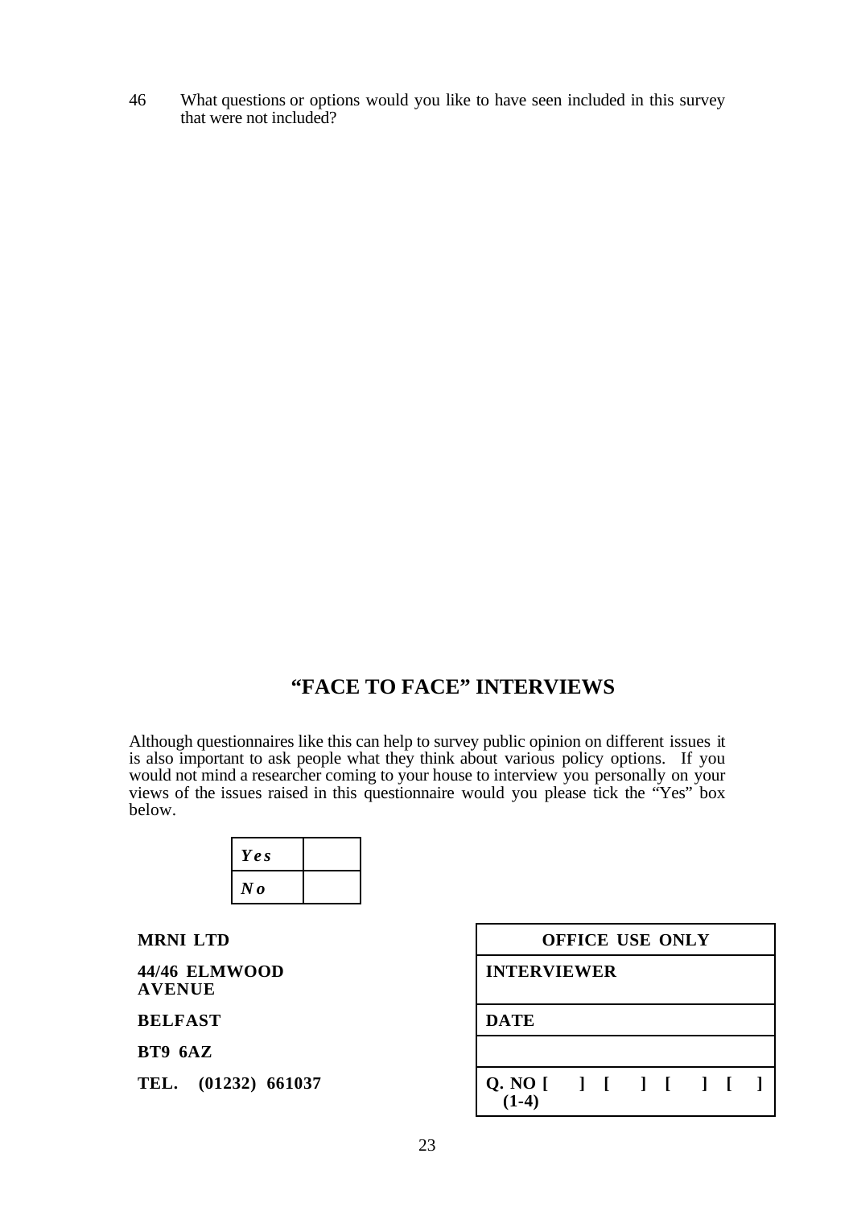46 What questions or options would you like to have seen included in this survey that were not included?

## "FACE TO FACE" INTERVIEWS

Although questionnaires like this can help to survey public opinion on different issues it is also important to ask people what they think about various policy options. If you would not mind a researcher coming to your house to interview you personally on your views of the issues raised in this questionnaire would you please tick the "Yes" box below.

| | |
|---|---|
| ***Yes*** | |
| ***No*** | |

**MRNI LTD**

**44/46 ELMWOOD AVENUE**

**BELFAST**

**BT9 6AZ**

**TEL. (01232) 661037**

| **OFFICE USE ONLY** |
|---|
| **INTERVIEWER** |
| **DATE** |
| |
| **Q. NO [ ] [ ] [ ] [ ]** **(1-4)** |